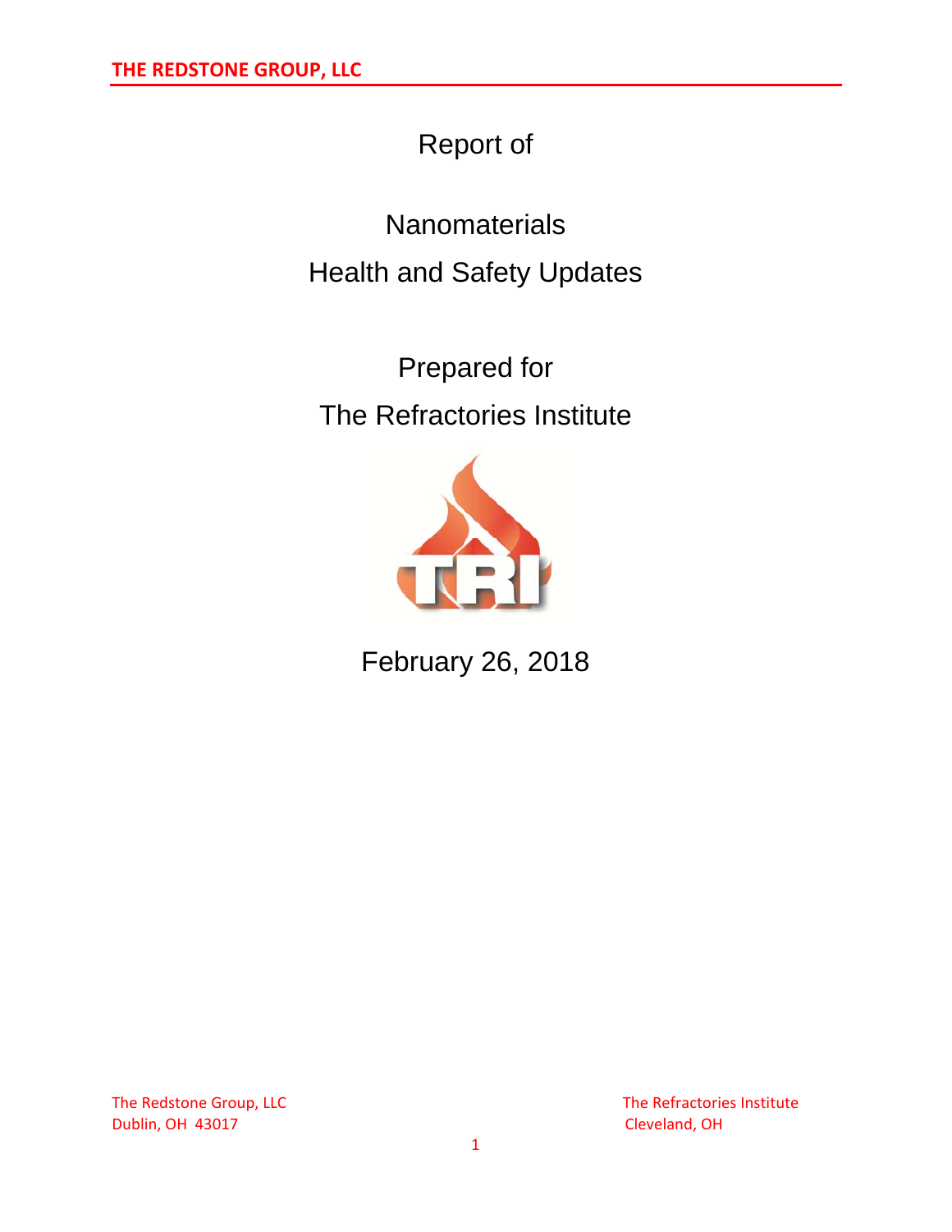THE REDSTONE GROUP, LLC

# Report of

# Nanomaterials
# Health and Safety Updates

## Prepared for
## The Refractories Institute

February 26, 2018

The Redstone Group, LLC
Dublin, OH 43017

The Refractories Institute
Cleveland, OH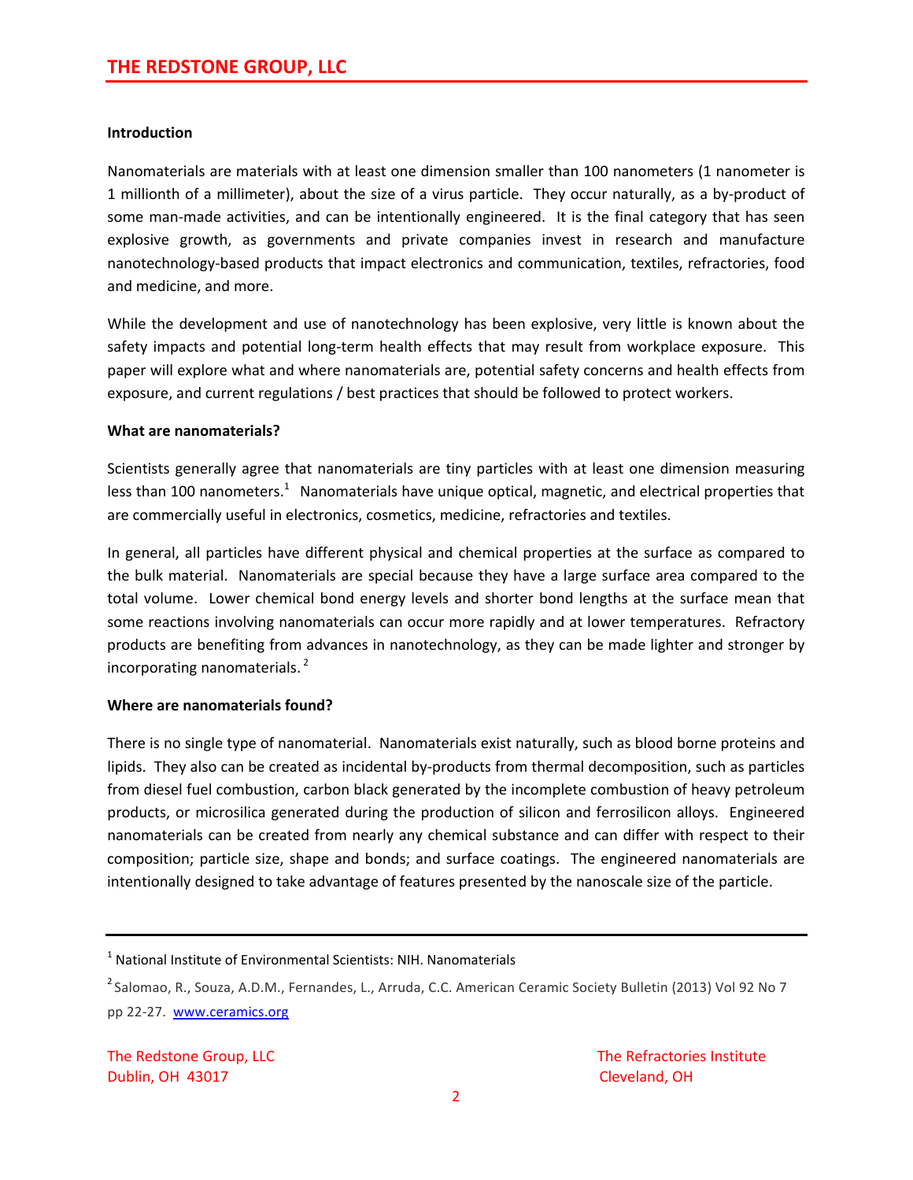**Introduction**

Nanomaterials are materials with at least one dimension smaller than 100 nanometers (1 nanometer is 1 millionth of a millimeter), about the size of a virus particle. They occur naturally, as a by-product of some man-made activities, and can be intentionally engineered. It is the final category that has seen explosive growth, as governments and private companies invest in research and manufacture nanotechnology-based products that impact electronics and communication, textiles, refractories, food and medicine, and more.

While the development and use of nanotechnology has been explosive, very little is known about the safety impacts and potential long-term health effects that may result from workplace exposure. This paper will explore what and where nanomaterials are, potential safety concerns and health effects from exposure, and current regulations / best practices that should be followed to protect workers.

**What are nanomaterials?**

Scientists generally agree that nanomaterials are tiny particles with at least one dimension measuring less than 100 nanometers.[1] Nanomaterials have unique optical, magnetic, and electrical properties that are commercially useful in electronics, cosmetics, medicine, refractories and textiles.

In general, all particles have different physical and chemical properties at the surface as compared to the bulk material. Nanomaterials are special because they have a large surface area compared to the total volume. Lower chemical bond energy levels and shorter bond lengths at the surface mean that some reactions involving nanomaterials can occur more rapidly and at lower temperatures. Refractory products are benefiting from advances in nanotechnology, as they can be made lighter and stronger by incorporating nanomaterials.[2]

**Where are nanomaterials found?**

There is no single type of nanomaterial. Nanomaterials exist naturally, such as blood borne proteins and lipids. They also can be created as incidental by-products from thermal decomposition, such as particles from diesel fuel combustion, carbon black generated by the incomplete combustion of heavy petroleum products, or microsilica generated during the production of silicon and ferrosilicon alloys. Engineered nanomaterials can be created from nearly any chemical substance and can differ with respect to their composition; particle size, shape and bonds; and surface coatings. The engineered nanomaterials are intentionally designed to take advantage of features presented by the nanoscale size of the particle.

---

[1] National Institute of Environmental Scientists: NIH. Nanomaterials

[2] Salomao, R., Souza, A.D.M., Fernandes, L., Arruda, C.C. American Ceramic Society Bulletin (2013) Vol 92 No 7 pp 22-27. www.ceramics.org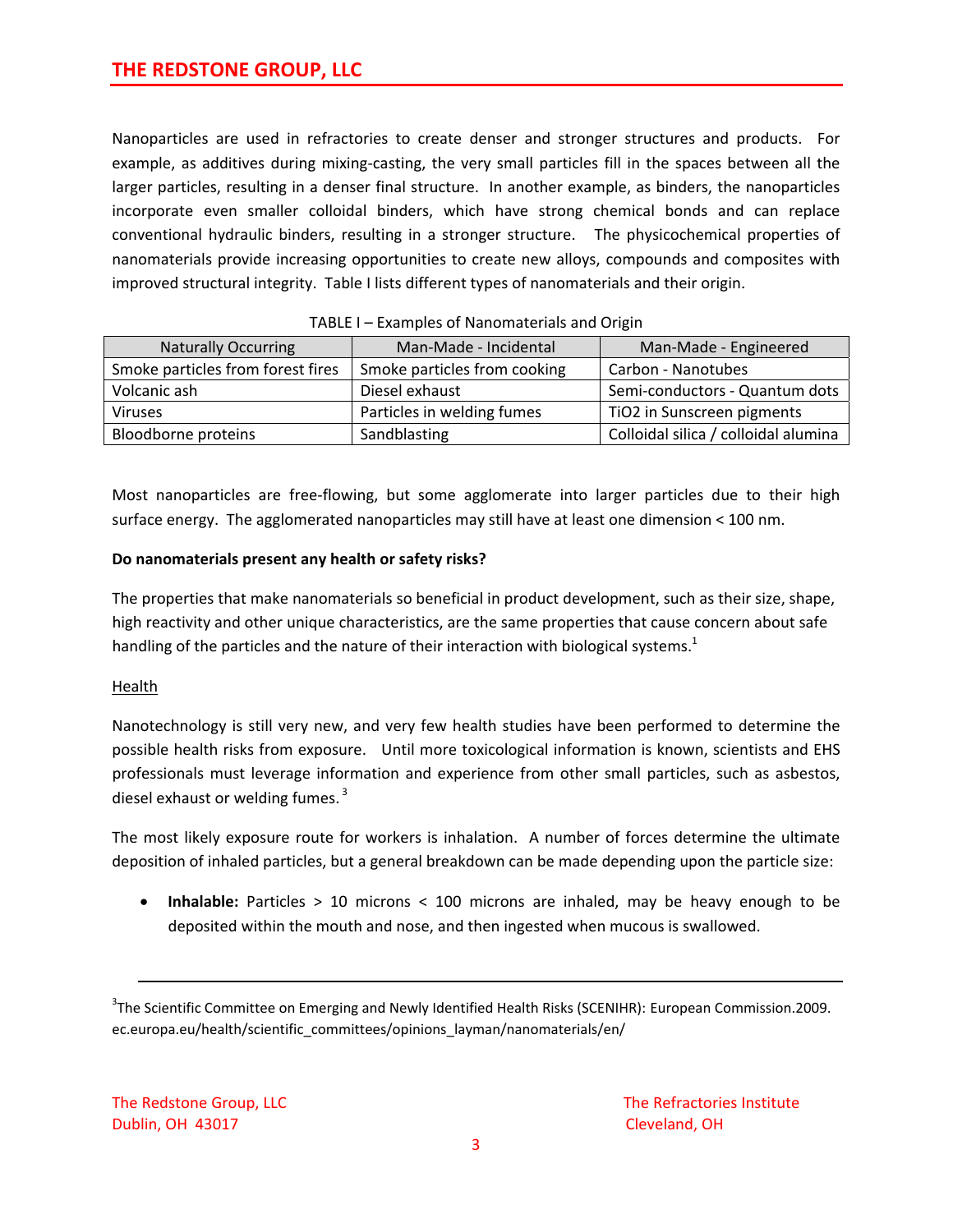Nanoparticles are used in refractories to create denser and stronger structures and products. For example, as additives during mixing-casting, the very small particles fill in the spaces between all the larger particles, resulting in a denser final structure. In another example, as binders, the nanoparticles incorporate even smaller colloidal binders, which have strong chemical bonds and can replace conventional hydraulic binders, resulting in a stronger structure. The physicochemical properties of nanomaterials provide increasing opportunities to create new alloys, compounds and composites with improved structural integrity. Table I lists different types of nanomaterials and their origin.

TABLE I – Examples of Nanomaterials and Origin

| Naturally Occurring | Man-Made - Incidental | Man-Made - Engineered |
|---|---|---|
| Smoke particles from forest fires | Smoke particles from cooking | Carbon - Nanotubes |
| Volcanic ash | Diesel exhaust | Semi-conductors - Quantum dots |
| Viruses | Particles in welding fumes | $TiO_2$ in Sunscreen pigments |
| Bloodborne proteins | Sandblasting | Colloidal silica / colloidal alumina |

Most nanoparticles are free-flowing, but some agglomerate into larger particles due to their high surface energy. The agglomerated nanoparticles may still have at least one dimension < 100 nm.

**Do nanomaterials present any health or safety risks?**

The properties that make nanomaterials so beneficial in product development, such as their size, shape, high reactivity and other unique characteristics, are the same properties that cause concern about safe handling of the particles and the nature of their interaction with biological systems.[1]

Health

Nanotechnology is still very new, and very few health studies have been performed to determine the possible health risks from exposure. Until more toxicological information is known, scientists and EHS professionals must leverage information and experience from other small particles, such as asbestos, diesel exhaust or welding fumes.[3]

The most likely exposure route for workers is inhalation. A number of forces determine the ultimate deposition of inhaled particles, but a general breakdown can be made depending upon the particle size:

- **Inhalable:** Particles > 10 microns < 100 microns are inhaled, may be heavy enough to be deposited within the mouth and nose, and then ingested when mucous is swallowed.

---

[3]The Scientific Committee on Emerging and Newly Identified Health Risks (SCENIHR): European Commission.2009. ec.europa.eu/health/scientific_committees/opinions_layman/nanomaterials/en/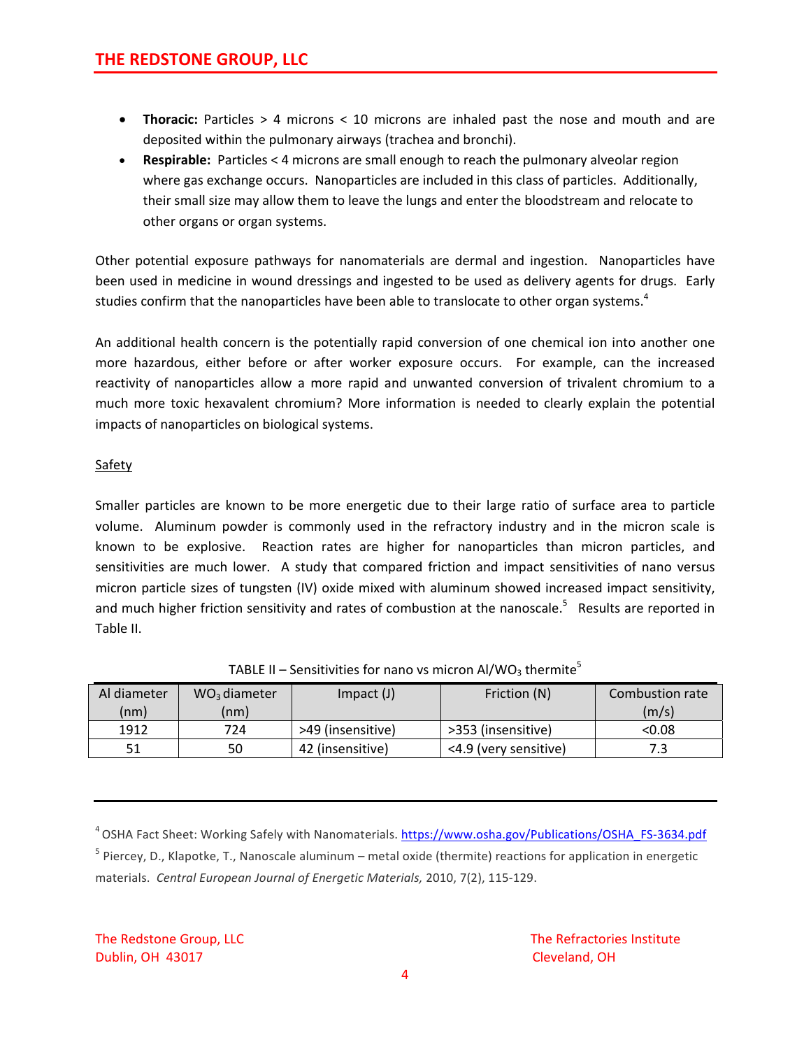- **Thoracic:** Particles > 4 microns < 10 microns are inhaled past the nose and mouth and are deposited within the pulmonary airways (trachea and bronchi).
- **Respirable:** Particles < 4 microns are small enough to reach the pulmonary alveolar region where gas exchange occurs. Nanoparticles are included in this class of particles. Additionally, their small size may allow them to leave the lungs and enter the bloodstream and relocate to other organs or organ systems.

Other potential exposure pathways for nanomaterials are dermal and ingestion. Nanoparticles have been used in medicine in wound dressings and ingested to be used as delivery agents for drugs. Early studies confirm that the nanoparticles have been able to translocate to other organ systems.[4]

An additional health concern is the potentially rapid conversion of one chemical ion into another one more hazardous, either before or after worker exposure occurs. For example, can the increased reactivity of nanoparticles allow a more rapid and unwanted conversion of trivalent chromium to a much more toxic hexavalent chromium? More information is needed to clearly explain the potential impacts of nanoparticles on biological systems.

Safety

Smaller particles are known to be more energetic due to their large ratio of surface area to particle volume. Aluminum powder is commonly used in the refractory industry and in the micron scale is known to be explosive. Reaction rates are higher for nanoparticles than micron particles, and sensitivities are much lower. A study that compared friction and impact sensitivities of nano versus micron particle sizes of tungsten (IV) oxide mixed with aluminum showed increased impact sensitivity, and much higher friction sensitivity and rates of combustion at the nanoscale.[5] Results are reported in Table II.

TABLE II – Sensitivities for nano vs micron Al/$WO_3$ thermite[5]

| Al diameter (nm) | $WO_3$ diameter (nm) | Impact (J) | Friction (N) | Combustion rate (m/s) |
|---|---|---|---|---|
| 1912 | 724 | >49 (insensitive) | >353 (insensitive) | <0.08 |
| 51 | 50 | 42 (insensitive) | <4.9 (very sensitive) | 7.3 |

[4] OSHA Fact Sheet: Working Safely with Nanomaterials. https://www.osha.gov/Publications/OSHA_FS-3634.pdf

[5] Piercey, D., Klapotke, T., Nanoscale aluminum – metal oxide (thermite) reactions for application in energetic materials. *Central European Journal of Energetic Materials,* 2010, 7(2), 115-129.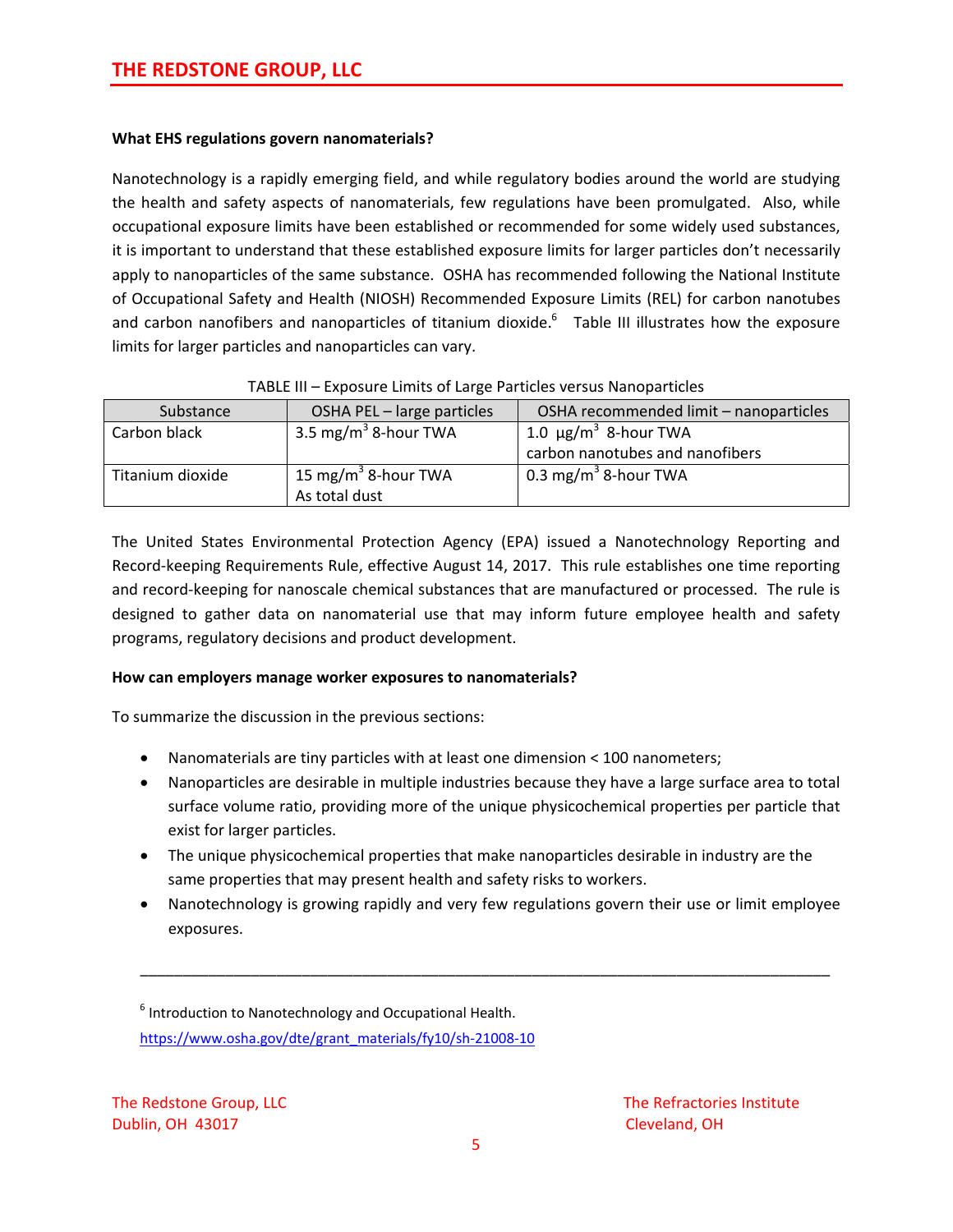**What EHS regulations govern nanomaterials?**

Nanotechnology is a rapidly emerging field, and while regulatory bodies around the world are studying the health and safety aspects of nanomaterials, few regulations have been promulgated. Also, while occupational exposure limits have been established or recommended for some widely used substances, it is important to understand that these established exposure limits for larger particles don't necessarily apply to nanoparticles of the same substance. OSHA has recommended following the National Institute of Occupational Safety and Health (NIOSH) Recommended Exposure Limits (REL) for carbon nanotubes and carbon nanofibers and nanoparticles of titanium dioxide.[6] Table III illustrates how the exposure limits for larger particles and nanoparticles can vary.

TABLE III – Exposure Limits of Large Particles versus Nanoparticles

| Substance | OSHA PEL – large particles | OSHA recommended limit – nanoparticles |
|---|---|---|
| Carbon black | 3.5 mg/m$^3$ 8-hour TWA | 1.0 μg/m$^3$ 8-hour TWA carbon nanotubes and nanofibers |
| Titanium dioxide | 15 mg/m$^3$ 8-hour TWA As total dust | 0.3 mg/m$^3$ 8-hour TWA |

The United States Environmental Protection Agency (EPA) issued a Nanotechnology Reporting and Record-keeping Requirements Rule, effective August 14, 2017. This rule establishes one time reporting and record-keeping for nanoscale chemical substances that are manufactured or processed. The rule is designed to gather data on nanomaterial use that may inform future employee health and safety programs, regulatory decisions and product development.

**How can employers manage worker exposures to nanomaterials?**

To summarize the discussion in the previous sections:

- Nanomaterials are tiny particles with at least one dimension < 100 nanometers;
- Nanoparticles are desirable in multiple industries because they have a large surface area to total surface volume ratio, providing more of the unique physicochemical properties per particle that exist for larger particles.
- The unique physicochemical properties that make nanoparticles desirable in industry are the same properties that may present health and safety risks to workers.
- Nanotechnology is growing rapidly and very few regulations govern their use or limit employee exposures.

---

[6] Introduction to Nanotechnology and Occupational Health. https://www.osha.gov/dte/grant_materials/fy10/sh-21008-10

The Redstone Group, LLC
Dublin, OH 43017

The Refractories Institute
Cleveland, OH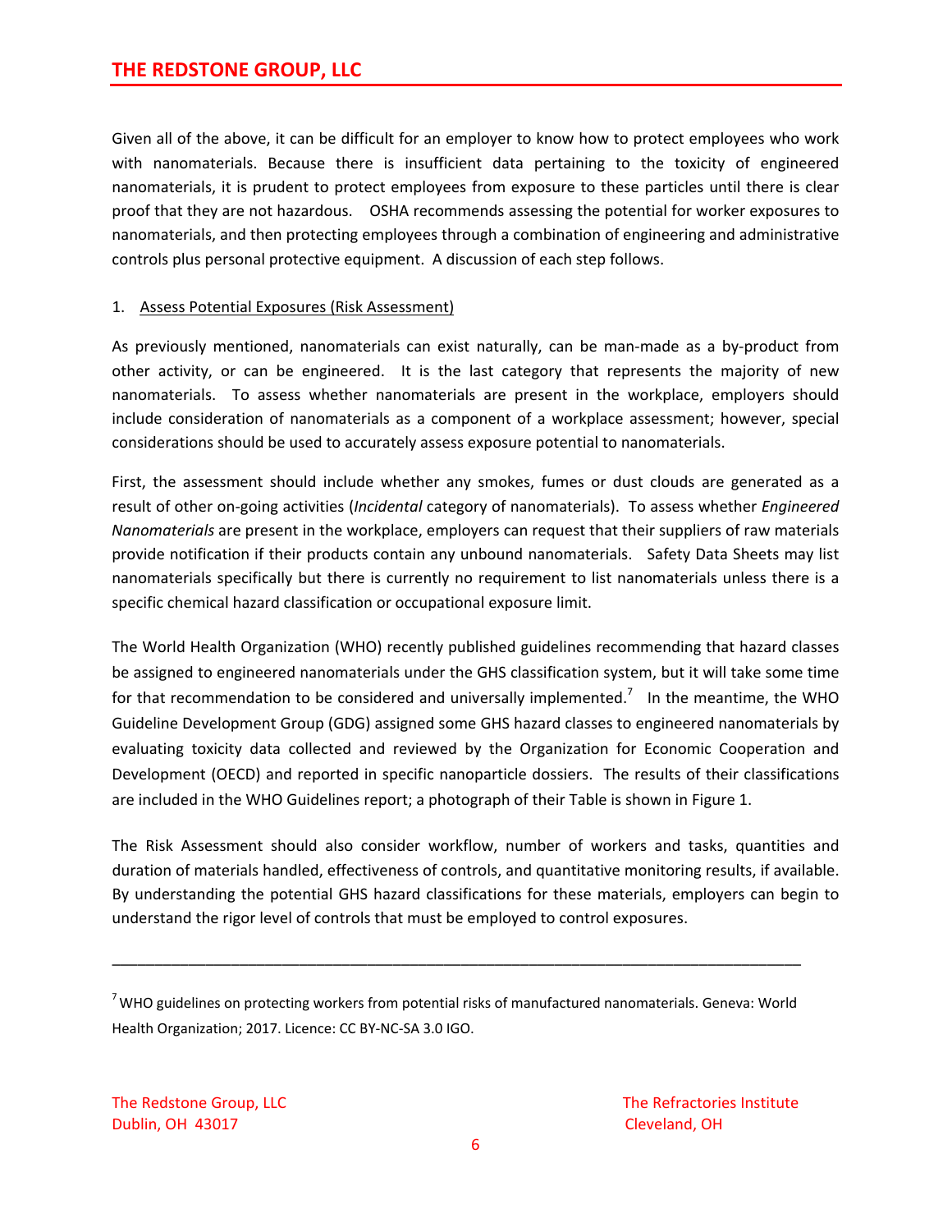Given all of the above, it can be difficult for an employer to know how to protect employees who work with nanomaterials. Because there is insufficient data pertaining to the toxicity of engineered nanomaterials, it is prudent to protect employees from exposure to these particles until there is clear proof that they are not hazardous. OSHA recommends assessing the potential for worker exposures to nanomaterials, and then protecting employees through a combination of engineering and administrative controls plus personal protective equipment. A discussion of each step follows.

1. Assess Potential Exposures (Risk Assessment)

As previously mentioned, nanomaterials can exist naturally, can be man-made as a by-product from other activity, or can be engineered. It is the last category that represents the majority of new nanomaterials. To assess whether nanomaterials are present in the workplace, employers should include consideration of nanomaterials as a component of a workplace assessment; however, special considerations should be used to accurately assess exposure potential to nanomaterials.

First, the assessment should include whether any smokes, fumes or dust clouds are generated as a result of other on-going activities (*Incidental* category of nanomaterials). To assess whether *Engineered Nanomaterials* are present in the workplace, employers can request that their suppliers of raw materials provide notification if their products contain any unbound nanomaterials. Safety Data Sheets may list nanomaterials specifically but there is currently no requirement to list nanomaterials unless there is a specific chemical hazard classification or occupational exposure limit.

The World Health Organization (WHO) recently published guidelines recommending that hazard classes be assigned to engineered nanomaterials under the GHS classification system, but it will take some time for that recommendation to be considered and universally implemented.[7] In the meantime, the WHO Guideline Development Group (GDG) assigned some GHS hazard classes to engineered nanomaterials by evaluating toxicity data collected and reviewed by the Organization for Economic Cooperation and Development (OECD) and reported in specific nanoparticle dossiers. The results of their classifications are included in the WHO Guidelines report; a photograph of their Table is shown in Figure 1.

The Risk Assessment should also consider workflow, number of workers and tasks, quantities and duration of materials handled, effectiveness of controls, and quantitative monitoring results, if available. By understanding the potential GHS hazard classifications for these materials, employers can begin to understand the rigor level of controls that must be employed to control exposures.

---

[7] WHO guidelines on protecting workers from potential risks of manufactured nanomaterials. Geneva: World Health Organization; 2017. Licence: CC BY-NC-SA 3.0 IGO.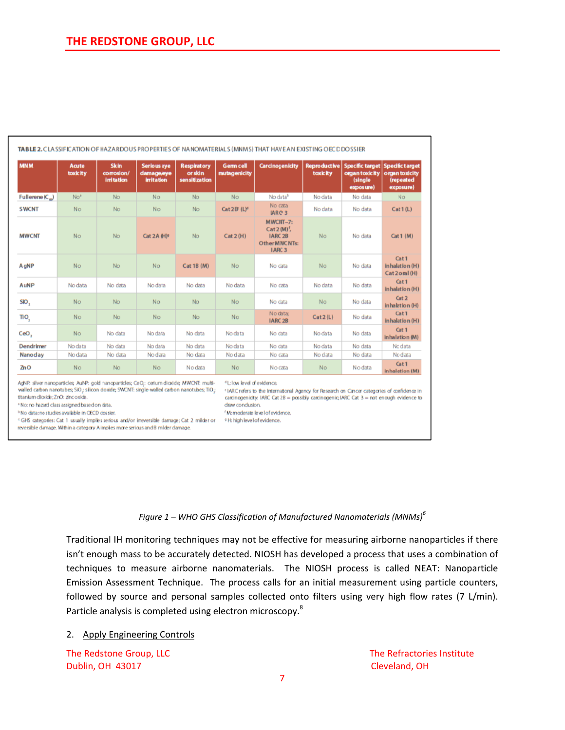**TABLE 2. CLASSIFICATION OF HAZARDOUS PROPERTIES OF NANOMATERIALS (MNMS) THAT HAVE AN EXISTING OECD DOSSIER**

| MNM | Acute toxicity | Skin corrosion/irritation | Serious eye damage/eye irritation | Respiratory or skin sensitization | Germ cell mutagenicity | Carcinogenicity | Reproductive toxicity | Specific target organ toxicity (single exposure) | Specific target organ toxicity (repeated exposure) |
|---|---|---|---|---|---|---|---|---|---|
| Fullerene ($C_{60}$) | No[a] | No | No | No | No | No data[b] | No data | No data | No |
| SWCNT | No | No | No | No | Cat 2B[c] (L)[d] | No data IARC 3 | No data | No data | Cat 1 (L) |
| MWCNT | No | No | Cat 2A (H)[g] | No | Cat 2 (H) | MWCNT-7: Cat 2 (M)[f], IARC 2B Other MWCNTs: IARC 3 | No | No data | Cat 1 (M) |
| AgNP | No | No | No | Cat 1B (M) | No | No data | No | No data | Cat 1 inhalation (H) Cat 2 oral (H) |
| AuNP | No data | No data | No data | No data | No data | No data | No data | No data | Cat 1 inhalation (H) |
| $SiO_2$ | No | No | No | No | No | No data | No | No data | Cat 2 inhalation (H) |
| $TiO_2$ | No | No | No | No | No | No data; IARC 2B | Cat 2 (L) | No data | Cat 1 inhalation (H) |
| $CeO_2$ | No | No data | No data | No data | No data | No data | No data | No data | Cat 1 inhalation (M) |
| Dendrimer | No data | No data | No data | No data | No data | No data | No data | No data | No data |
| Nanoclay | No data | No data | No data | No data | No data | No data | No data | No data | No data |
| ZnO | No | No | No | No data | No | No data | No | No data | Cat 1 inhalation (M) |

AgNP: silver nanoparticles; AuNP: gold nanoparticles; $CeO_2$: cerium dioxide; MWCNT: multi-walled carbon nanotubes; $SiO_2$: silicon dioxide; SWCNT: single-walled carbon nanotubes; $TiO_2$: titanium dioxide; ZnO: zinc oxide.
[a] No: no hazard class assigned based on data.
[b] No data: no studies available in OECD dossier.
[c] GHS categories: Cat 1 usually implies serious and/or irreversible damage; Cat 2 milder or reversible damage. Within a category A implies more serious and B milder damage.
[d] L: low level of evidence.
[e] IARC refers to the International Agency for Research on Cancer categories of confidence in carcinogenicity: IARC Cat 2B = possibly carcinogenic; IARC Cat 3 = not enough evidence to draw conclusion.
[f] M: moderate level of evidence.
[g] H: high level of evidence.

*Figure 1 – WHO GHS Classification of Manufactured Nanomaterials (MNMs)*[6]

Traditional IH monitoring techniques may not be effective for measuring airborne nanoparticles if there isn't enough mass to be accurately detected. NIOSH has developed a process that uses a combination of techniques to measure airborne nanomaterials. The NIOSH process is called NEAT: Nanoparticle Emission Assessment Technique. The process calls for an initial measurement using particle counters, followed by source and personal samples collected onto filters using very high flow rates (7 L/min). Particle analysis is completed using electron microscopy.[8]

2. Apply Engineering Controls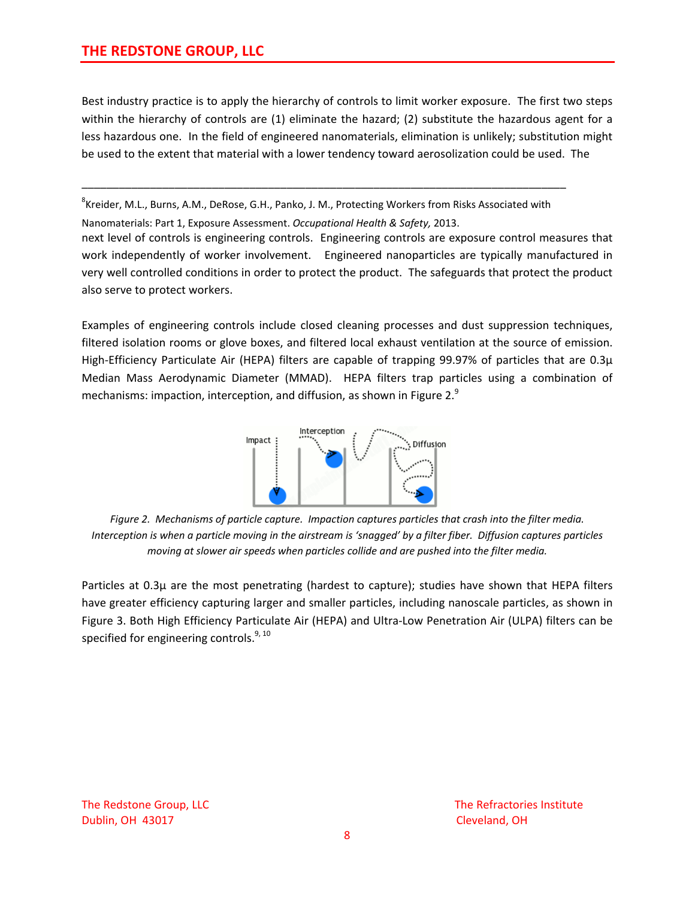Best industry practice is to apply the hierarchy of controls to limit worker exposure. The first two steps within the hierarchy of controls are (1) eliminate the hazard; (2) substitute the hazardous agent for a less hazardous one. In the field of engineered nanomaterials, elimination is unlikely; substitution might be used to the extent that material with a lower tendency toward aerosolization could be used. The next level of controls is engineering controls. Engineering controls are exposure control measures that work independently of worker involvement. Engineered nanoparticles are typically manufactured in very well controlled conditions in order to protect the product. The safeguards that protect the product also serve to protect workers.

Examples of engineering controls include closed cleaning processes and dust suppression techniques, filtered isolation rooms or glove boxes, and filtered local exhaust ventilation at the source of emission. High-Efficiency Particulate Air (HEPA) filters are capable of trapping 99.97% of particles that are 0.3µ Median Mass Aerodynamic Diameter (MMAD). HEPA filters trap particles using a combination of mechanisms: impaction, interception, and diffusion, as shown in Figure 2.[9]

*Figure 2. Mechanisms of particle capture. Impaction captures particles that crash into the filter media. Interception is when a particle moving in the airstream is 'snagged' by a filter fiber. Diffusion captures particles moving at slower air speeds when particles collide and are pushed into the filter media.*

Particles at 0.3µ are the most penetrating (hardest to capture); studies have shown that HEPA filters have greater efficiency capturing larger and smaller particles, including nanoscale particles, as shown in Figure 3. Both High Efficiency Particulate Air (HEPA) and Ultra-Low Penetration Air (ULPA) filters can be specified for engineering controls.[9, 10]

---

[8]Kreider, M.L., Burns, A.M., DeRose, G.H., Panko, J. M., Protecting Workers from Risks Associated with Nanomaterials: Part 1, Exposure Assessment. *Occupational Health & Safety,* 2013.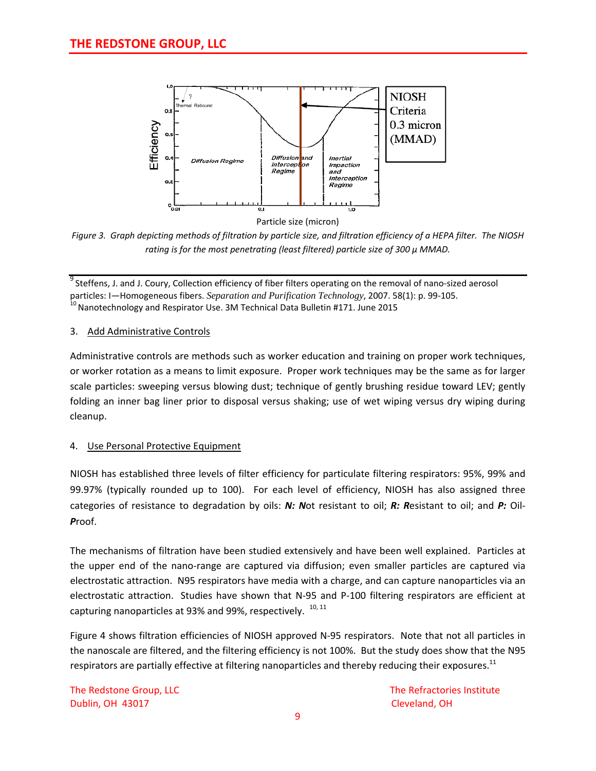Figure 3. Graph depicting methods of filtration by particle size, and filtration efficiency of a HEPA filter. The NIOSH rating is for the most penetrating (least filtered) particle size of 300 µ MMAD.

[9] Steffens, J. and J. Coury, Collection efficiency of fiber filters operating on the removal of nano-sized aerosol particles: I—Homogeneous fibers. *Separation and Purification Technology*, 2007. 58(1): p. 99-105.

[10] Nanotechnology and Respirator Use. 3M Technical Data Bulletin #171. June 2015

3. Add Administrative Controls

Administrative controls are methods such as worker education and training on proper work techniques, or worker rotation as a means to limit exposure. Proper work techniques may be the same as for larger scale particles: sweeping versus blowing dust; technique of gently brushing residue toward LEV; gently folding an inner bag liner prior to disposal versus shaking; use of wet wiping versus dry wiping during cleanup.

4. Use Personal Protective Equipment

NIOSH has established three levels of filter efficiency for particulate filtering respirators: 95%, 99% and 99.97% (typically rounded up to 100). For each level of efficiency, NIOSH has also assigned three categories of resistance to degradation by oils: ***N: N***ot resistant to oil; ***R: R***esistant to oil; and ***P:*** Oil-***P***roof.

The mechanisms of filtration have been studied extensively and have been well explained. Particles at the upper end of the nano-range are captured via diffusion; even smaller particles are captured via electrostatic attraction. N95 respirators have media with a charge, and can capture nanoparticles via an electrostatic attraction. Studies have shown that N-95 and P-100 filtering respirators are efficient at capturing nanoparticles at 93% and 99%, respectively. [10, 11]

Figure 4 shows filtration efficiencies of NIOSH approved N-95 respirators. Note that not all particles in the nanoscale are filtered, and the filtering efficiency is not 100%. But the study does show that the N95 respirators are partially effective at filtering nanoparticles and thereby reducing their exposures.[11]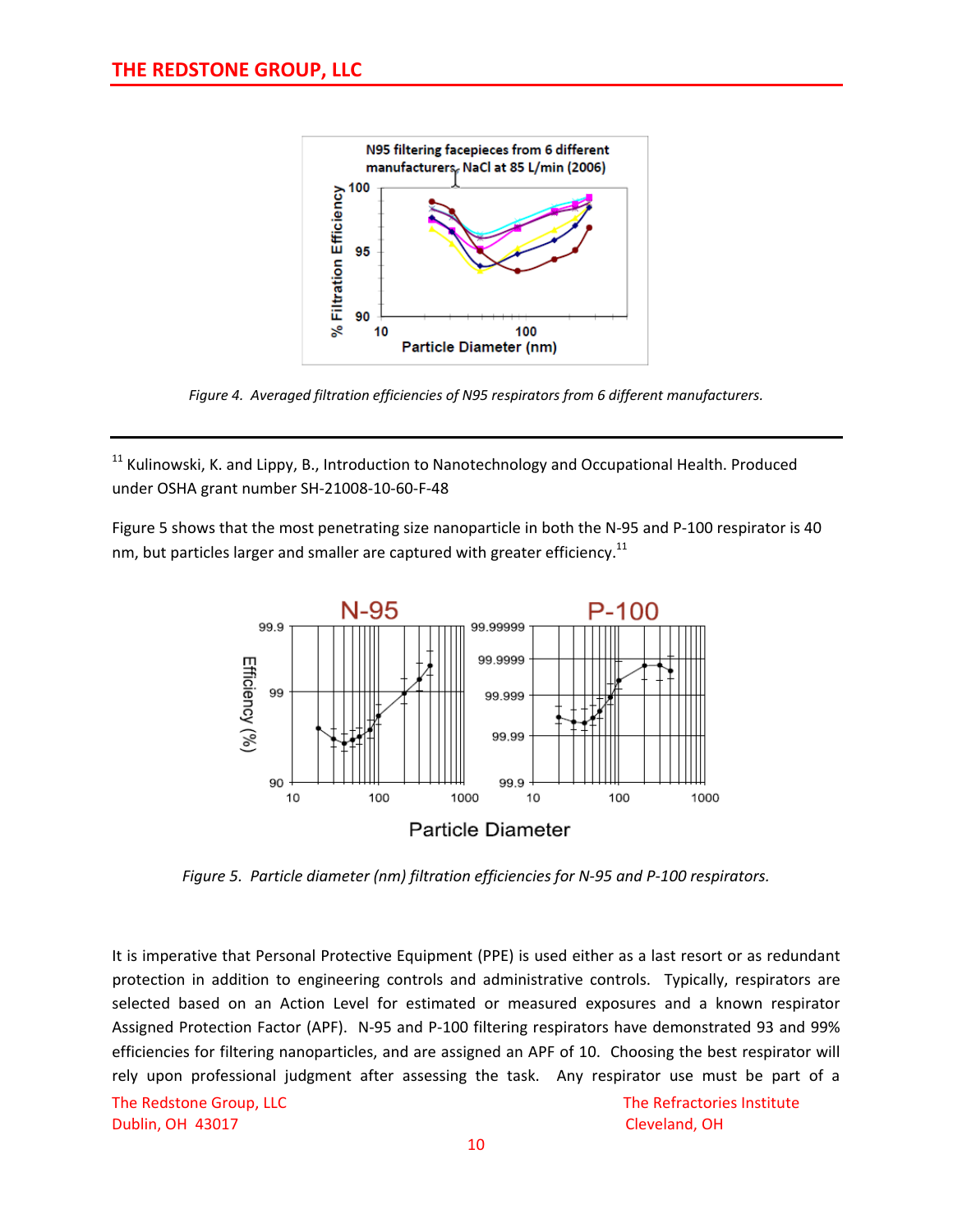*Figure 4. Averaged filtration efficiencies of N95 respirators from 6 different manufacturers.*

---

[11] Kulinowski, K. and Lippy, B., Introduction to Nanotechnology and Occupational Health. Produced under OSHA grant number SH-21008-10-60-F-48

Figure 5 shows that the most penetrating size nanoparticle in both the N-95 and P-100 respirator is 40 nm, but particles larger and smaller are captured with greater efficiency.[11]

*Figure 5. Particle diameter (nm) filtration efficiencies for N-95 and P-100 respirators.*

It is imperative that Personal Protective Equipment (PPE) is used either as a last resort or as redundant protection in addition to engineering controls and administrative controls. Typically, respirators are selected based on an Action Level for estimated or measured exposures and a known respirator Assigned Protection Factor (APF). N-95 and P-100 filtering respirators have demonstrated 93 and 99% efficiencies for filtering nanoparticles, and are assigned an APF of 10. Choosing the best respirator will rely upon professional judgment after assessing the task. Any respirator use must be part of a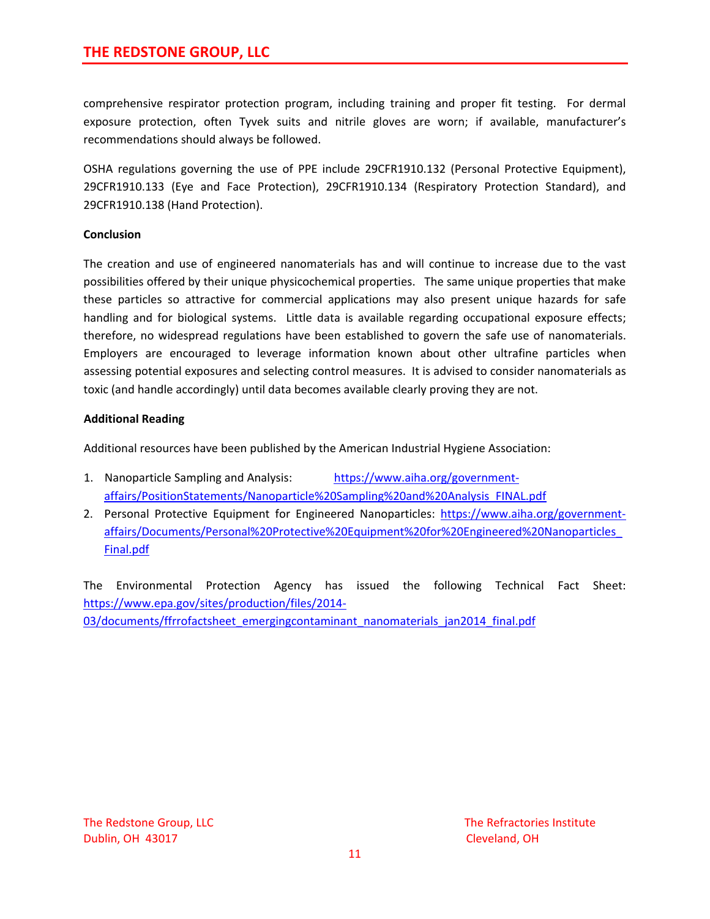comprehensive respirator protection program, including training and proper fit testing. For dermal exposure protection, often Tyvek suits and nitrile gloves are worn; if available, manufacturer's recommendations should always be followed.

OSHA regulations governing the use of PPE include 29CFR1910.132 (Personal Protective Equipment), 29CFR1910.133 (Eye and Face Protection), 29CFR1910.134 (Respiratory Protection Standard), and 29CFR1910.138 (Hand Protection).

**Conclusion**

The creation and use of engineered nanomaterials has and will continue to increase due to the vast possibilities offered by their unique physicochemical properties. The same unique properties that make these particles so attractive for commercial applications may also present unique hazards for safe handling and for biological systems. Little data is available regarding occupational exposure effects; therefore, no widespread regulations have been established to govern the safe use of nanomaterials. Employers are encouraged to leverage information known about other ultrafine particles when assessing potential exposures and selecting control measures. It is advised to consider nanomaterials as toxic (and handle accordingly) until data becomes available clearly proving they are not.

**Additional Reading**

Additional resources have been published by the American Industrial Hygiene Association:

1. Nanoparticle Sampling and Analysis: https://www.aiha.org/government-affairs/PositionStatements/Nanoparticle%20Sampling%20and%20Analysis_FINAL.pdf
2. Personal Protective Equipment for Engineered Nanoparticles: https://www.aiha.org/government-affairs/Documents/Personal%20Protective%20Equipment%20for%20Engineered%20Nanoparticles_Final.pdf

The Environmental Protection Agency has issued the following Technical Fact Sheet: https://www.epa.gov/sites/production/files/2014-03/documents/ffrrofactsheet_emergingcontaminant_nanomaterials_jan2014_final.pdf